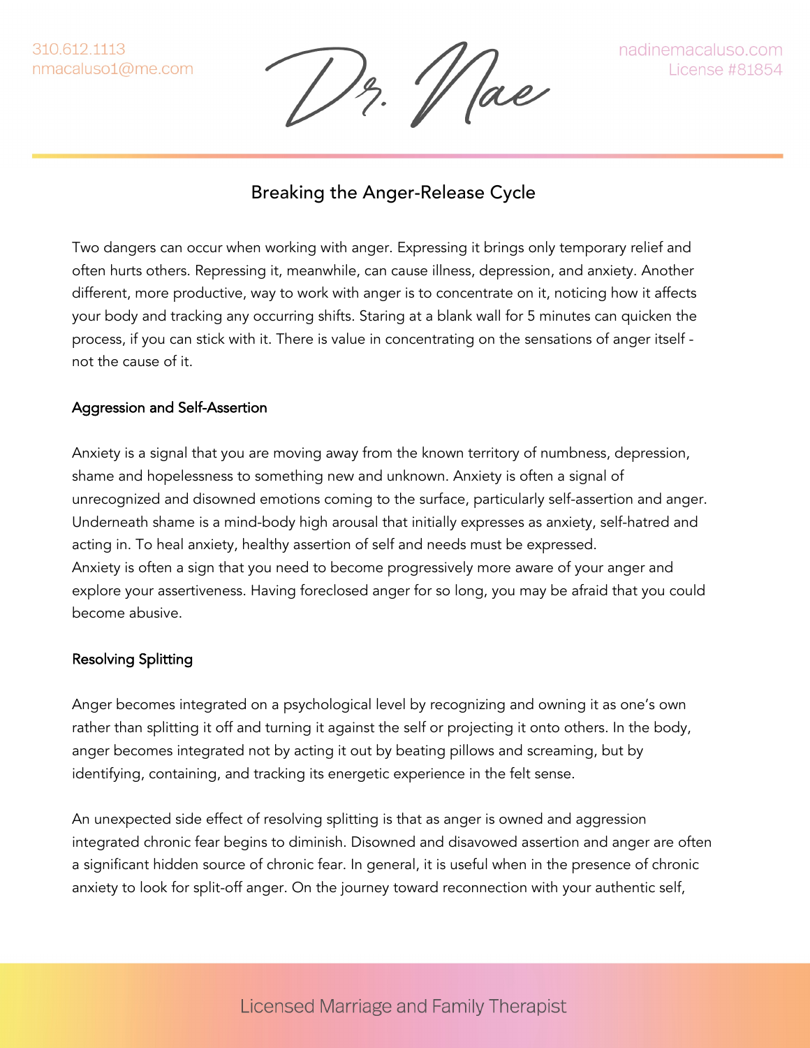# Breaking the Anger-Release Cycle

Two dangers can occur when working with anger. Expressing it brings only temporary relief and often hurts others. Repressing it, meanwhile, can cause illness, depression, and anxiety. Another different, more productive, way to work with anger is to concentrate on it, noticing how it affects your body and tracking any occurring shifts. Staring at a blank wall for 5 minutes can quicken the process, if you can stick with it. There is value in concentrating on the sensations of anger itself - not the cause of it.

## Aggression and Self-Assertion

Anxiety is a signal that you are moving away from the known territory of numbness, depression, shame and hopelessness to something new and unknown. Anxiety is often a signal of unrecognized and disowned emotions coming to the surface, particularly self-assertion and anger. Underneath shame is a mind-body high arousal that initially expresses as anxiety, self-hatred and acting in. To heal anxiety, healthy assertion of self and needs must be expressed.
Anxiety is often a sign that you need to become progressively more aware of your anger and explore your assertiveness. Having foreclosed anger for so long, you may be afraid that you could become abusive.

## Resolving Splitting

Anger becomes integrated on a psychological level by recognizing and owning it as one's own rather than splitting it off and turning it against the self or projecting it onto others. In the body, anger becomes integrated not by acting it out by beating pillows and screaming, but by identifying, containing, and tracking its energetic experience in the felt sense.

An unexpected side effect of resolving splitting is that as anger is owned and aggression integrated chronic fear begins to diminish. Disowned and disavowed assertion and anger are often a significant hidden source of chronic fear. In general, it is useful when in the presence of chronic anxiety to look for split-off anger. On the journey toward reconnection with your authentic self,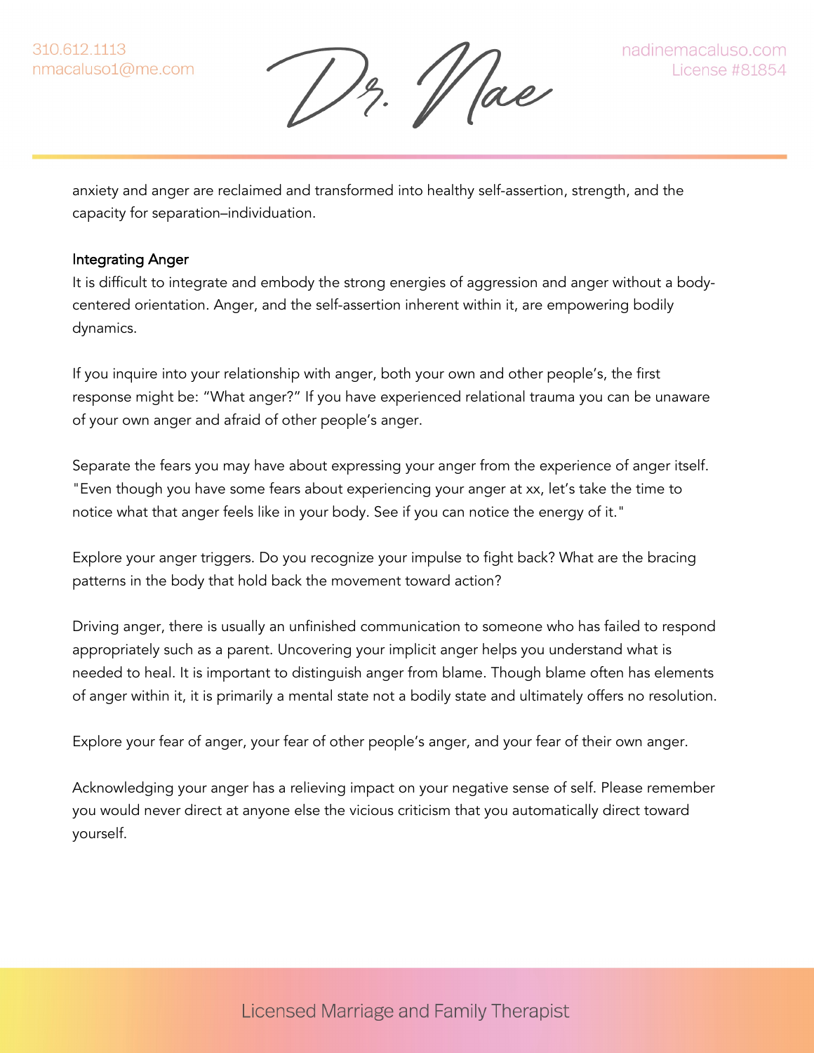anxiety and anger are reclaimed and transformed into healthy self-assertion, strength, and the capacity for separation–individuation.

### Integrating Anger

It is difficult to integrate and embody the strong energies of aggression and anger without a body-centered orientation. Anger, and the self-assertion inherent within it, are empowering bodily dynamics.

If you inquire into your relationship with anger, both your own and other people's, the first response might be: "What anger?" If you have experienced relational trauma you can be unaware of your own anger and afraid of other people's anger.

Separate the fears you may have about expressing your anger from the experience of anger itself. "Even though you have some fears about experiencing your anger at xx, let's take the time to notice what that anger feels like in your body. See if you can notice the energy of it."

Explore your anger triggers. Do you recognize your impulse to fight back? What are the bracing patterns in the body that hold back the movement toward action?

Driving anger, there is usually an unfinished communication to someone who has failed to respond appropriately such as a parent. Uncovering your implicit anger helps you understand what is needed to heal. It is important to distinguish anger from blame. Though blame often has elements of anger within it, it is primarily a mental state not a bodily state and ultimately offers no resolution.

Explore your fear of anger, your fear of other people's anger, and your fear of their own anger.

Acknowledging your anger has a relieving impact on your negative sense of self. Please remember you would never direct at anyone else the vicious criticism that you automatically direct toward yourself.